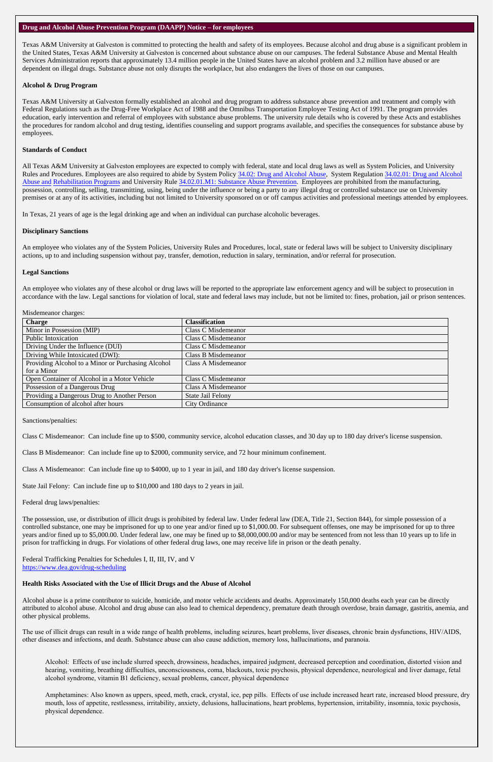## Drug and Alcohol Abuse Prevention Program (DAAPP) Notice – for employees

Texas A&M University at Galveston is committed to protecting the health and safety of its employees. Because alcohol and drug abuse is a significant problem in the United States, Texas A&M University at Galveston is concerned about substance abuse on our campuses. The federal Substance Abuse and Mental Health Services Administration reports that approximately 13.4 million people in the United States have an alcohol problem and 3.2 million have abused or are dependent on illegal drugs. Substance abuse not only disrupts the workplace, but also endangers the lives of those on our campuses.

### Alcohol & Drug Program

Texas A&M University at Galveston formally established an alcohol and drug program to address substance abuse prevention and treatment and comply with Federal Regulations such as the Drug-Free Workplace Act of 1988 and the Omnibus Transportation Employee Testing Act of 1991. The program provides education, early intervention and referral of employees with substance abuse problems. The university rule details who is covered by these Acts and establishes the procedures for random alcohol and drug testing, identifies counseling and support programs available, and specifies the consequences for substance abuse by employees.

### Standards of Conduct

All Texas A&M University at Galveston employees are expected to comply with federal, state and local drug laws as well as System Policies, and University Rules and Procedures. Employees are also required to abide by System Policy 34.02: Drug and Alcohol Abuse, System Regulation 34.02.01: Drug and Alcohol Abuse and Rehabilitation Programs and University Rule 34.02.01.M1: Substance Abuse Prevention. Employees are prohibited from the manufacturing, possession, controlling, selling, transmitting, using, being under the influence or being a party to any illegal drug or controlled substance use on University premises or at any of its activities, including but not limited to University sponsored on or off campus activities and professional meetings attended by employees.

In Texas, 21 years of age is the legal drinking age and when an individual can purchase alcoholic beverages.

### Disciplinary Sanctions

An employee who violates any of the System Policies, University Rules and Procedures, local, state or federal laws will be subject to University disciplinary actions, up to and including suspension without pay, transfer, demotion, reduction in salary, termination, and/or referral for prosecution.

### Legal Sanctions

An employee who violates any of these alcohol or drug laws will be reported to the appropriate law enforcement agency and will be subject to prosecution in accordance with the law. Legal sanctions for violation of local, state and federal laws may include, but not be limited to: fines, probation, jail or prison sentences.

Misdemeanor charges:

| Charge | Classification |
|---|---|
| Minor in Possession (MIP) | Class C Misdemeanor |
| Public Intoxication | Class C Misdemeanor |
| Driving Under the Influence (DUI) | Class C Misdemeanor |
| Driving While Intoxicated (DWI): | Class B Misdemeanor |
| Providing Alcohol to a Minor or Purchasing Alcohol for a Minor | Class A Misdemeanor |
| Open Container of Alcohol in a Motor Vehicle | Class C Misdemeanor |
| Possession of a Dangerous Drug | Class A Misdemeanor |
| Providing a Dangerous Drug to Another Person | State Jail Felony |
| Consumption of alcohol after hours | City Ordinance |

Sanctions/penalties:

Class C Misdemeanor: Can include fine up to $500, community service, alcohol education classes, and 30 day up to 180 day driver's license suspension.

Class B Misdemeanor: Can include fine up to $2000, community service, and 72 hour minimum confinement.

Class A Misdemeanor: Can include fine up to $4000, up to 1 year in jail, and 180 day driver's license suspension.

State Jail Felony: Can include fine up to $10,000 and 180 days to 2 years in jail.

Federal drug laws/penalties:

The possession, use, or distribution of illicit drugs is prohibited by federal law. Under federal law (DEA, Title 21, Section 844), for simple possession of a controlled substance, one may be imprisoned for up to one year and/or fined up to $1,000.00. For subsequent offenses, one may be imprisoned for up to three years and/or fined up to $5,000.00. Under federal law, one may be fined up to $8,000,000.00 and/or may be sentenced from not less than 10 years up to life in prison for trafficking in drugs. For violations of other federal drug laws, one may receive life in prison or the death penalty.

Federal Trafficking Penalties for Schedules I, II, III, IV, and V
https://www.dea.gov/drug-scheduling

### Health Risks Associated with the Use of Illicit Drugs and the Abuse of Alcohol

Alcohol abuse is a prime contributor to suicide, homicide, and motor vehicle accidents and deaths. Approximately 150,000 deaths each year can be directly attributed to alcohol abuse. Alcohol and drug abuse can also lead to chemical dependency, premature death through overdose, brain damage, gastritis, anemia, and other physical problems.

The use of illicit drugs can result in a wide range of health problems, including seizures, heart problems, liver diseases, chronic brain dysfunctions, HIV/AIDS, other diseases and infections, and death. Substance abuse can also cause addiction, memory loss, hallucinations, and paranoia.

Alcohol: Effects of use include slurred speech, drowsiness, headaches, impaired judgment, decreased perception and coordination, distorted vision and hearing, vomiting, breathing difficulties, unconsciousness, coma, blackouts, toxic psychosis, physical dependence, neurological and liver damage, fetal alcohol syndrome, vitamin B1 deficiency, sexual problems, cancer, physical dependence

Amphetamines: Also known as uppers, speed, meth, crack, crystal, ice, pep pills. Effects of use include increased heart rate, increased blood pressure, dry mouth, loss of appetite, restlessness, irritability, anxiety, delusions, hallucinations, heart problems, hypertension, irritability, insomnia, toxic psychosis, physical dependence.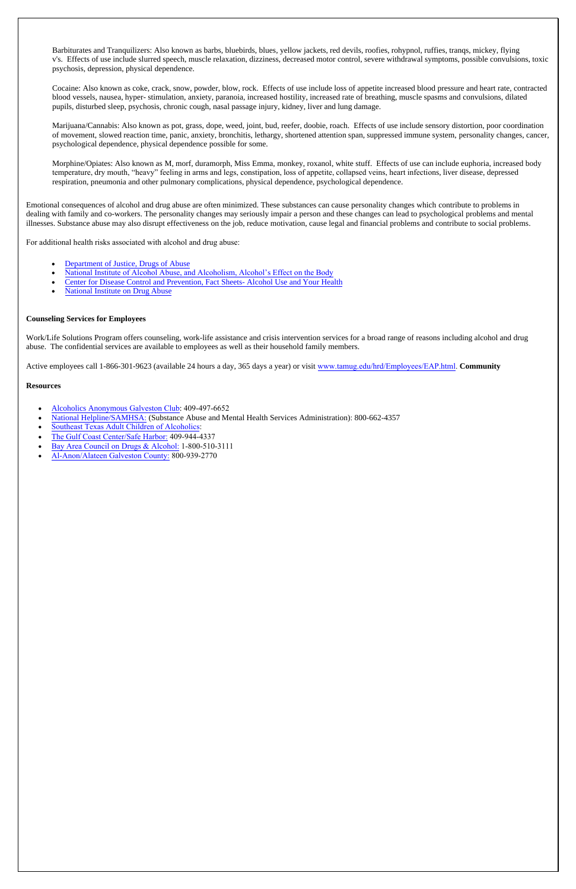Barbiturates and Tranquilizers: Also known as barbs, bluebirds, blues, yellow jackets, red devils, roofies, rohypnol, ruffies, tranqs, mickey, flying v's.  Effects of use include slurred speech, muscle relaxation, dizziness, decreased motor control, severe withdrawal symptoms, possible convulsions, toxic psychosis, depression, physical dependence.

Cocaine: Also known as coke, crack, snow, powder, blow, rock.  Effects of use include loss of appetite increased blood pressure and heart rate, contracted blood vessels, nausea, hyper- stimulation, anxiety, paranoia, increased hostility, increased rate of breathing, muscle spasms and convulsions, dilated pupils, disturbed sleep, psychosis, chronic cough, nasal passage injury, kidney, liver and lung damage.

Marijuana/Cannabis: Also known as pot, grass, dope, weed, joint, bud, reefer, doobie, roach.  Effects of use include sensory distortion, poor coordination of movement, slowed reaction time, panic, anxiety, bronchitis, lethargy, shortened attention span, suppressed immune system, personality changes, cancer, psychological dependence, physical dependence possible for some.

Morphine/Opiates: Also known as M, morf, duramorph, Miss Emma, monkey, roxanol, white stuff.  Effects of use can include euphoria, increased body temperature, dry mouth, "heavy" feeling in arms and legs, constipation, loss of appetite, collapsed veins, heart infections, liver disease, depressed respiration, pneumonia and other pulmonary complications, physical dependence, psychological dependence.

Emotional consequences of alcohol and drug abuse are often minimized. These substances can cause personality changes which contribute to problems in dealing with family and co-workers. The personality changes may seriously impair a person and these changes can lead to psychological problems and mental illnesses. Substance abuse may also disrupt effectiveness on the job, reduce motivation, cause legal and financial problems and contribute to social problems.

For additional health risks associated with alcohol and drug abuse:

- Department of Justice, Drugs of Abuse
- National Institute of Alcohol Abuse, and Alcoholism, Alcohol's Effect on the Body
- Center for Disease Control and Prevention, Fact Sheets- Alcohol Use and Your Health
- National Institute on Drug Abuse

**Counseling Services for Employees**

Work/Life Solutions Program offers counseling, work-life assistance and crisis intervention services for a broad range of reasons including alcohol and drug abuse.  The confidential services are available to employees as well as their household family members.

Active employees call 1-866-301-9623 (available 24 hours a day, 365 days a year) or visit www.tamug.edu/hrd/Employees/EAP.html. **Community**

**Resources**

- Alcoholics Anonymous Galveston Club: 409-497-6652
- National Helpline/SAMHSA: (Substance Abuse and Mental Health Services Administration): 800-662-4357
- Southeast Texas Adult Children of Alcoholics:
- The Gulf Coast Center/Safe Harbor: 409-944-4337
- Bay Area Council on Drugs & Alcohol: 1-800-510-3111
- Al-Anon/Alateen Galveston County: 800-939-2770